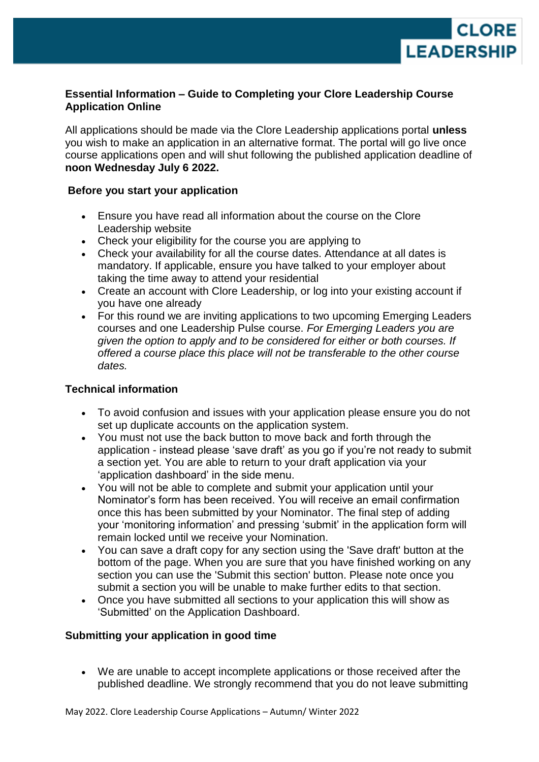### Essential Information – Guide to Completing your Clore Leadership Course Application Online

All applications should be made via the Clore Leadership applications portal **unless** you wish to make an application in an alternative format. The portal will go live once course applications open and will shut following the published application deadline of **noon Wednesday July 6 2022.**

#### Before you start your application

- Ensure you have read all information about the course on the Clore Leadership website
- Check your eligibility for the course you are applying to
- Check your availability for all the course dates. Attendance at all dates is mandatory. If applicable, ensure you have talked to your employer about taking the time away to attend your residential
- Create an account with Clore Leadership, or log into your existing account if you have one already
- For this round we are inviting applications to two upcoming Emerging Leaders courses and one Leadership Pulse course. *For Emerging Leaders you are given the option to apply and to be considered for either or both courses. If offered a course place this place will not be transferable to the other course dates.*

#### Technical information

- To avoid confusion and issues with your application please ensure you do not set up duplicate accounts on the application system.
- You must not use the back button to move back and forth through the application - instead please 'save draft' as you go if you're not ready to submit a section yet. You are able to return to your draft application via your 'application dashboard' in the side menu.
- You will not be able to complete and submit your application until your Nominator's form has been received. You will receive an email confirmation once this has been submitted by your Nominator. The final step of adding your 'monitoring information' and pressing 'submit' in the application form will remain locked until we receive your Nomination.
- You can save a draft copy for any section using the 'Save draft' button at the bottom of the page. When you are sure that you have finished working on any section you can use the 'Submit this section' button. Please note once you submit a section you will be unable to make further edits to that section.
- Once you have submitted all sections to your application this will show as 'Submitted' on the Application Dashboard.

#### Submitting your application in good time

- We are unable to accept incomplete applications or those received after the published deadline. We strongly recommend that you do not leave submitting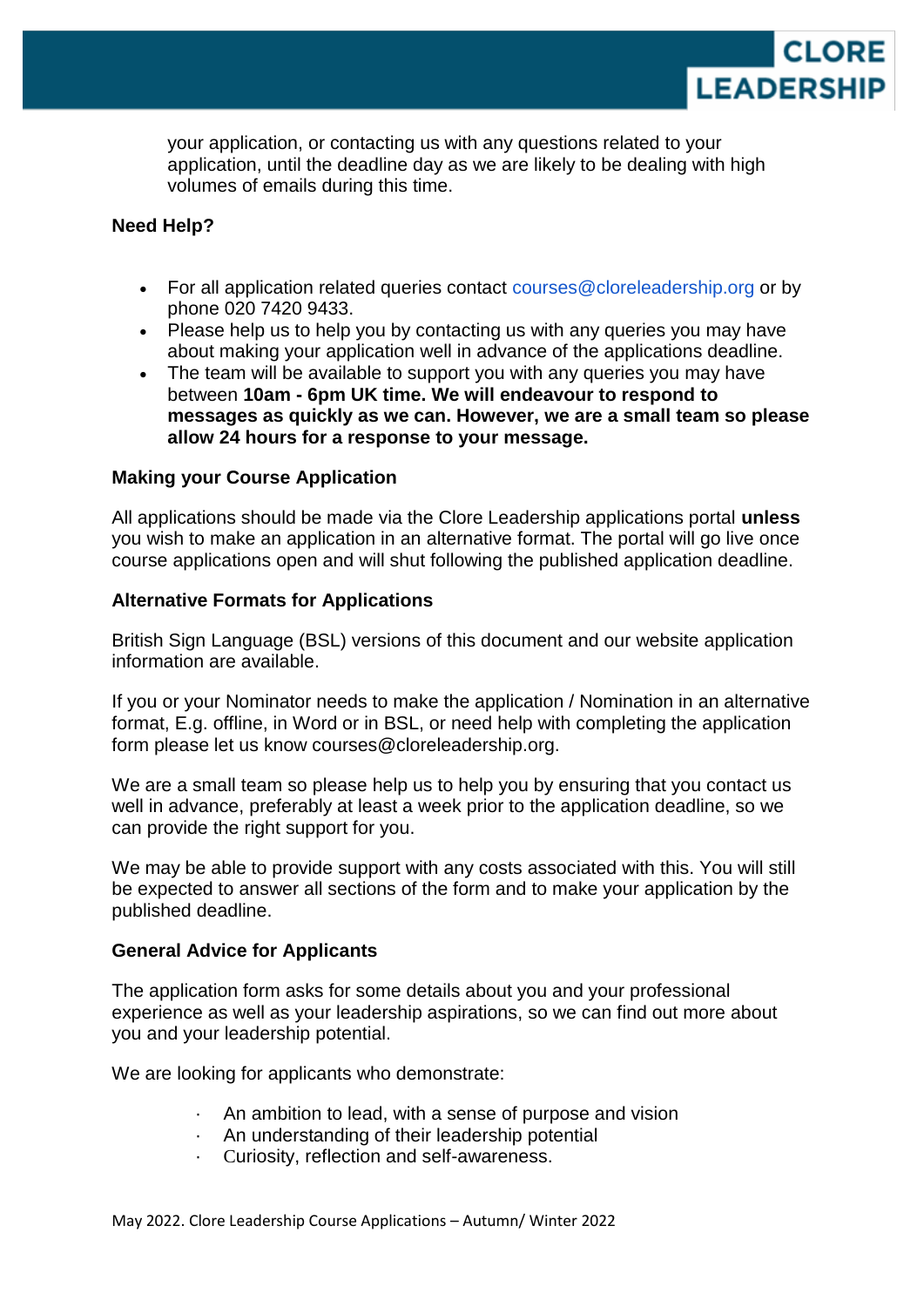your application, or contacting us with any questions related to your application, until the deadline day as we are likely to be dealing with high volumes of emails during this time.

**Need Help?**

- For all application related queries contact courses@cloreleadership.org or by phone 020 7420 9433.
- Please help us to help you by contacting us with any queries you may have about making your application well in advance of the applications deadline.
- The team will be available to support you with any queries you may have between **10am - 6pm UK time. We will endeavour to respond to messages as quickly as we can. However, we are a small team so please allow 24 hours for a response to your message.**

**Making your Course Application**

All applications should be made via the Clore Leadership applications portal **unless** you wish to make an application in an alternative format. The portal will go live once course applications open and will shut following the published application deadline.

**Alternative Formats for Applications**

British Sign Language (BSL) versions of this document and our website application information are available.

If you or your Nominator needs to make the application / Nomination in an alternative format, E.g. offline, in Word or in BSL, or need help with completing the application form please let us know courses@cloreleadership.org.

We are a small team so please help us to help you by ensuring that you contact us well in advance, preferably at least a week prior to the application deadline, so we can provide the right support for you.

We may be able to provide support with any costs associated with this. You will still be expected to answer all sections of the form and to make your application by the published deadline.

**General Advice for Applicants**

The application form asks for some details about you and your professional experience as well as your leadership aspirations, so we can find out more about you and your leadership potential.

We are looking for applicants who demonstrate:

- An ambition to lead, with a sense of purpose and vision
- An understanding of their leadership potential
- Curiosity, reflection and self-awareness.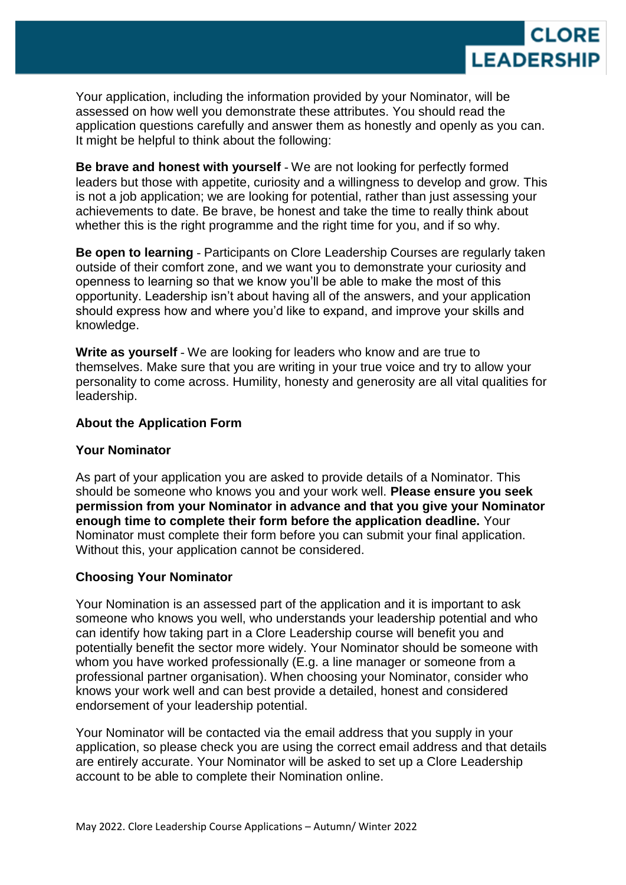Your application, including the information provided by your Nominator, will be assessed on how well you demonstrate these attributes. You should read the application questions carefully and answer them as honestly and openly as you can. It might be helpful to think about the following:

**Be brave and honest with yourself** - We are not looking for perfectly formed leaders but those with appetite, curiosity and a willingness to develop and grow. This is not a job application; we are looking for potential, rather than just assessing your achievements to date. Be brave, be honest and take the time to really think about whether this is the right programme and the right time for you, and if so why.

**Be open to learning** - Participants on Clore Leadership Courses are regularly taken outside of their comfort zone, and we want you to demonstrate your curiosity and openness to learning so that we know you'll be able to make the most of this opportunity. Leadership isn't about having all of the answers, and your application should express how and where you'd like to expand, and improve your skills and knowledge.

**Write as yourself** - We are looking for leaders who know and are true to themselves. Make sure that you are writing in your true voice and try to allow your personality to come across. Humility, honesty and generosity are all vital qualities for leadership.

## About the Application Form

### Your Nominator

As part of your application you are asked to provide details of a Nominator. This should be someone who knows you and your work well. **Please ensure you seek permission from your Nominator in advance and that you give your Nominator enough time to complete their form before the application deadline.** Your Nominator must complete their form before you can submit your final application. Without this, your application cannot be considered.

### Choosing Your Nominator

Your Nomination is an assessed part of the application and it is important to ask someone who knows you well, who understands your leadership potential and who can identify how taking part in a Clore Leadership course will benefit you and potentially benefit the sector more widely. Your Nominator should be someone with whom you have worked professionally (E.g. a line manager or someone from a professional partner organisation). When choosing your Nominator, consider who knows your work well and can best provide a detailed, honest and considered endorsement of your leadership potential.

Your Nominator will be contacted via the email address that you supply in your application, so please check you are using the correct email address and that details are entirely accurate. Your Nominator will be asked to set up a Clore Leadership account to be able to complete their Nomination online.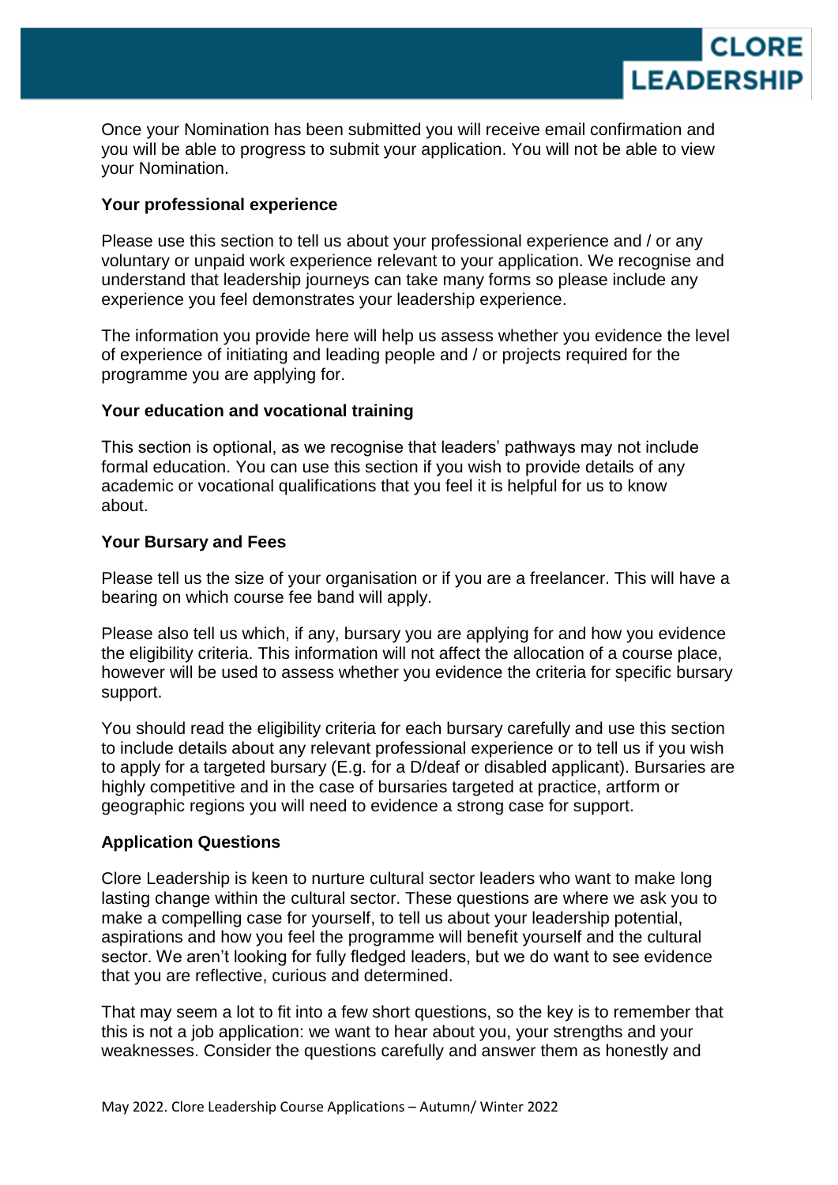Once your Nomination has been submitted you will receive email confirmation and you will be able to progress to submit your application. You will not be able to view your Nomination.

**Your professional experience**

Please use this section to tell us about your professional experience and / or any voluntary or unpaid work experience relevant to your application. We recognise and understand that leadership journeys can take many forms so please include any experience you feel demonstrates your leadership experience.

The information you provide here will help us assess whether you evidence the level of experience of initiating and leading people and / or projects required for the programme you are applying for.

**Your education and vocational training**

This section is optional, as we recognise that leaders' pathways may not include formal education. You can use this section if you wish to provide details of any academic or vocational qualifications that you feel it is helpful for us to know about.

**Your Bursary and Fees**

Please tell us the size of your organisation or if you are a freelancer. This will have a bearing on which course fee band will apply.

Please also tell us which, if any, bursary you are applying for and how you evidence the eligibility criteria. This information will not affect the allocation of a course place, however will be used to assess whether you evidence the criteria for specific bursary support.

You should read the eligibility criteria for each bursary carefully and use this section to include details about any relevant professional experience or to tell us if you wish to apply for a targeted bursary (E.g. for a D/deaf or disabled applicant). Bursaries are highly competitive and in the case of bursaries targeted at practice, artform or geographic regions you will need to evidence a strong case for support.

**Application Questions**

Clore Leadership is keen to nurture cultural sector leaders who want to make long lasting change within the cultural sector. These questions are where we ask you to make a compelling case for yourself, to tell us about your leadership potential, aspirations and how you feel the programme will benefit yourself and the cultural sector. We aren't looking for fully fledged leaders, but we do want to see evidence that you are reflective, curious and determined.

That may seem a lot to fit into a few short questions, so the key is to remember that this is not a job application: we want to hear about you, your strengths and your weaknesses. Consider the questions carefully and answer them as honestly and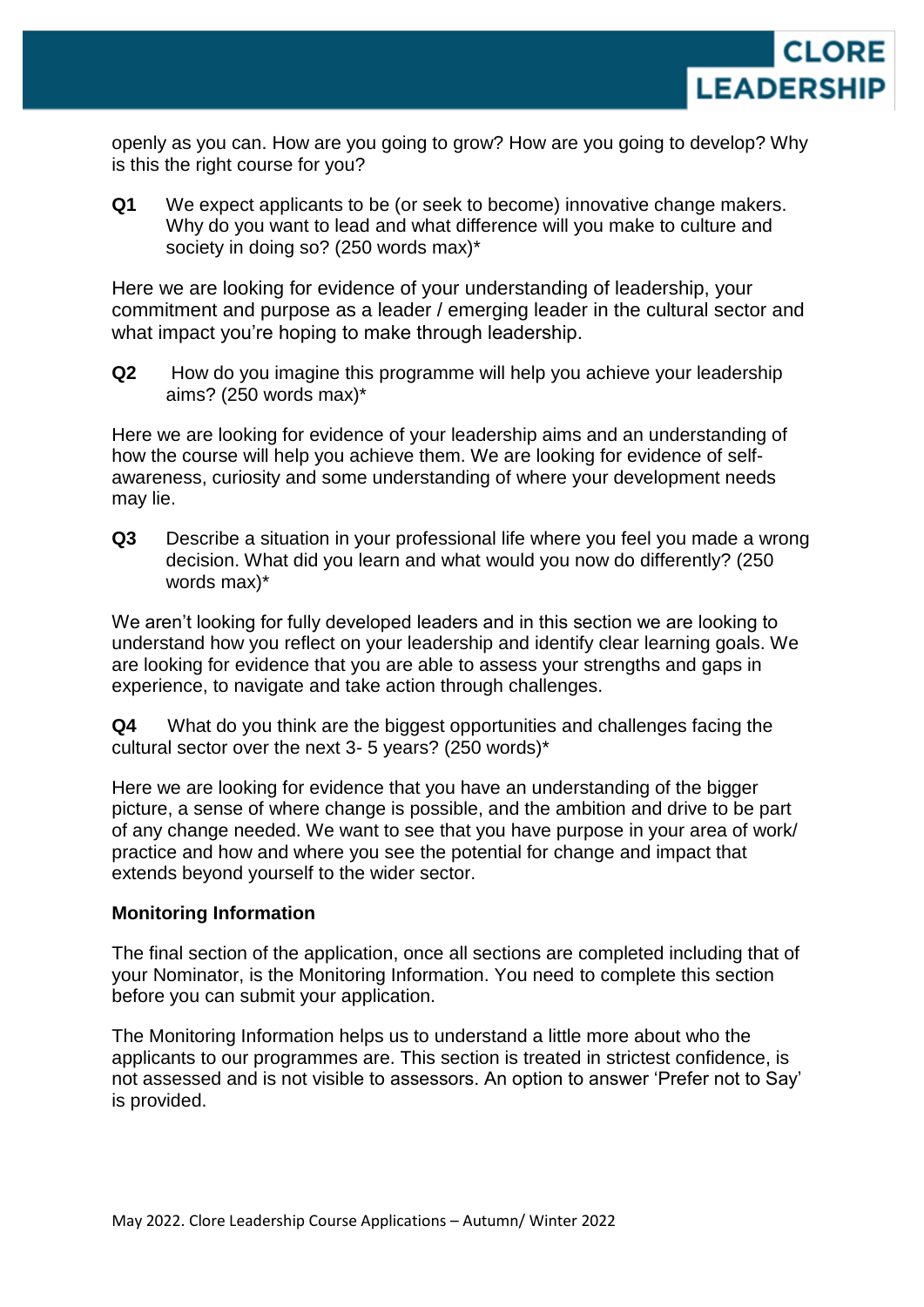openly as you can. How are you going to grow? How are you going to develop? Why is this the right course for you?

**Q1** We expect applicants to be (or seek to become) innovative change makers. Why do you want to lead and what difference will you make to culture and society in doing so? (250 words max)*

Here we are looking for evidence of your understanding of leadership, your commitment and purpose as a leader / emerging leader in the cultural sector and what impact you're hoping to make through leadership.

**Q2** How do you imagine this programme will help you achieve your leadership aims? (250 words max)*

Here we are looking for evidence of your leadership aims and an understanding of how the course will help you achieve them. We are looking for evidence of self-awareness, curiosity and some understanding of where your development needs may lie.

**Q3** Describe a situation in your professional life where you feel you made a wrong decision. What did you learn and what would you now do differently? (250 words max)*

We aren't looking for fully developed leaders and in this section we are looking to understand how you reflect on your leadership and identify clear learning goals. We are looking for evidence that you are able to assess your strengths and gaps in experience, to navigate and take action through challenges.

**Q4** What do you think are the biggest opportunities and challenges facing the cultural sector over the next 3- 5 years? (250 words)*

Here we are looking for evidence that you have an understanding of the bigger picture, a sense of where change is possible, and the ambition and drive to be part of any change needed. We want to see that you have purpose in your area of work/ practice and how and where you see the potential for change and impact that extends beyond yourself to the wider sector.

**Monitoring Information**

The final section of the application, once all sections are completed including that of your Nominator, is the Monitoring Information. You need to complete this section before you can submit your application.

The Monitoring Information helps us to understand a little more about who the applicants to our programmes are. This section is treated in strictest confidence, is not assessed and is not visible to assessors. An option to answer 'Prefer not to Say' is provided.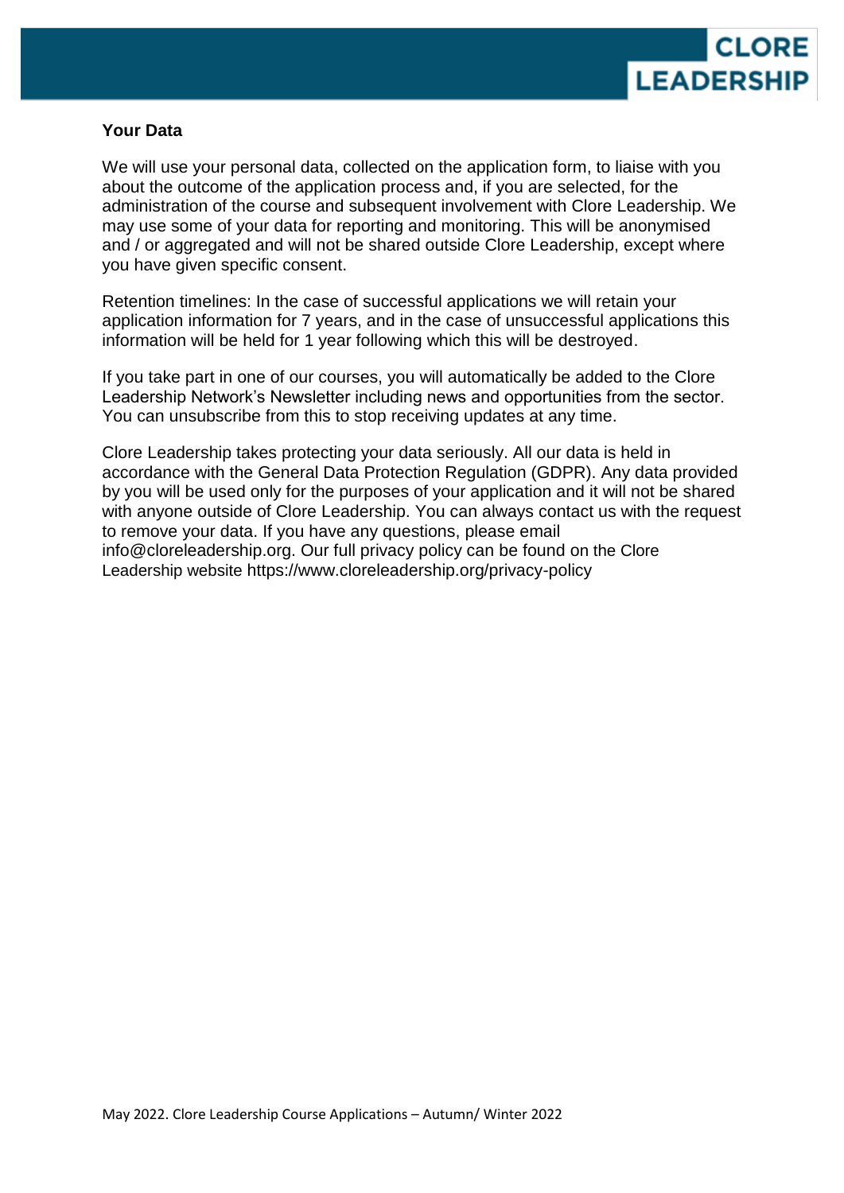**Your Data**

We will use your personal data, collected on the application form, to liaise with you about the outcome of the application process and, if you are selected, for the administration of the course and subsequent involvement with Clore Leadership. We may use some of your data for reporting and monitoring. This will be anonymised and / or aggregated and will not be shared outside Clore Leadership, except where you have given specific consent.

Retention timelines: In the case of successful applications we will retain your application information for 7 years, and in the case of unsuccessful applications this information will be held for 1 year following which this will be destroyed.

If you take part in one of our courses, you will automatically be added to the Clore Leadership Network's Newsletter including news and opportunities from the sector. You can unsubscribe from this to stop receiving updates at any time.

Clore Leadership takes protecting your data seriously. All our data is held in accordance with the General Data Protection Regulation (GDPR). Any data provided by you will be used only for the purposes of your application and it will not be shared with anyone outside of Clore Leadership. You can always contact us with the request to remove your data. If you have any questions, please email info@cloreleadership.org. Our full privacy policy can be found on the Clore Leadership website https://www.cloreleadership.org/privacy-policy